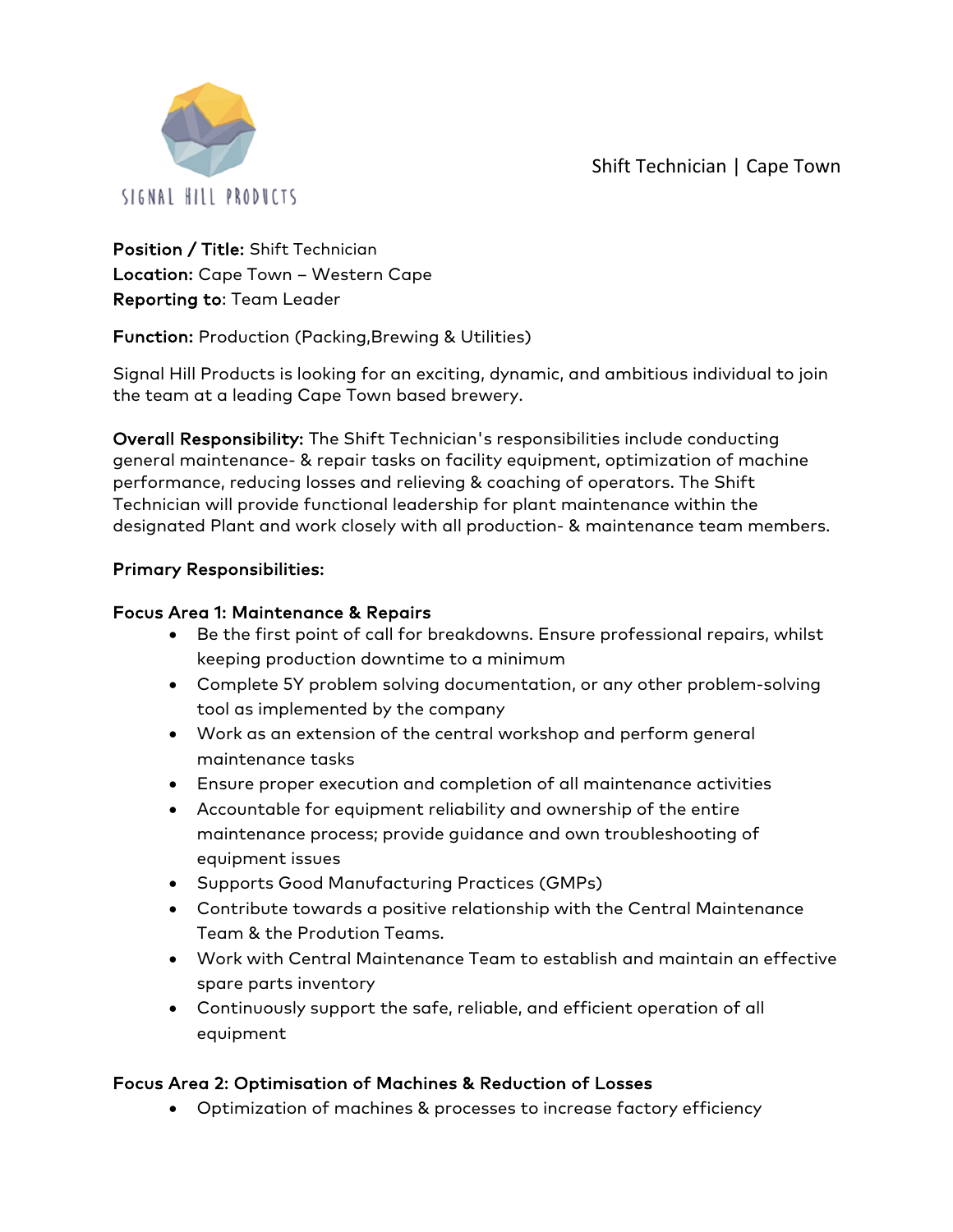SIGNAL HILL PRODUCTS

Shift Technician | Cape Town

**Position / Title:** Shift Technician
**Location:** Cape Town – Western Cape
**Reporting to**: Team Leader

**Function:** Production (Packing,Brewing & Utilities)

Signal Hill Products is looking for an exciting, dynamic, and ambitious individual to join the team at a leading Cape Town based brewery.

**Overall Responsibility:** The Shift Technician's responsibilities include conducting general maintenance- & repair tasks on facility equipment, optimization of machine performance, reducing losses and relieving & coaching of operators. The Shift Technician will provide functional leadership for plant maintenance within the designated Plant and work closely with all production- & maintenance team members.

**Primary Responsibilities:**

**Focus Area 1: Maintenance & Repairs**

- Be the first point of call for breakdowns. Ensure professional repairs, whilst keeping production downtime to a minimum
- Complete 5Y problem solving documentation, or any other problem-solving tool as implemented by the company
- Work as an extension of the central workshop and perform general maintenance tasks
- Ensure proper execution and completion of all maintenance activities
- Accountable for equipment reliability and ownership of the entire maintenance process; provide guidance and own troubleshooting of equipment issues
- Supports Good Manufacturing Practices (GMPs)
- Contribute towards a positive relationship with the Central Maintenance Team & the Prodution Teams.
- Work with Central Maintenance Team to establish and maintain an effective spare parts inventory
- Continuously support the safe, reliable, and efficient operation of all equipment

**Focus Area 2: Optimisation of Machines & Reduction of Losses**

- Optimization of machines & processes to increase factory efficiency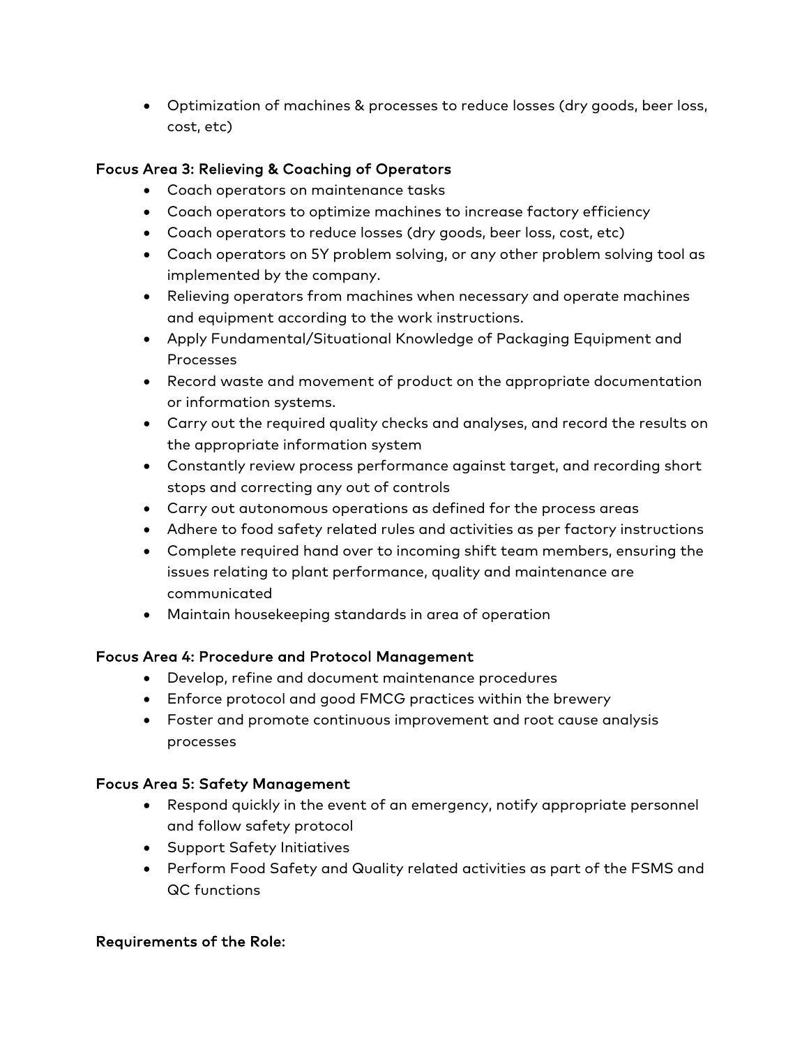- Optimization of machines & processes to reduce losses (dry goods, beer loss, cost, etc)

**Focus Area 3: Relieving & Coaching of Operators**

- Coach operators on maintenance tasks
- Coach operators to optimize machines to increase factory efficiency
- Coach operators to reduce losses (dry goods, beer loss, cost, etc)
- Coach operators on 5Y problem solving, or any other problem solving tool as implemented by the company.
- Relieving operators from machines when necessary and operate machines and equipment according to the work instructions.
- Apply Fundamental/Situational Knowledge of Packaging Equipment and Processes
- Record waste and movement of product on the appropriate documentation or information systems.
- Carry out the required quality checks and analyses, and record the results on the appropriate information system
- Constantly review process performance against target, and recording short stops and correcting any out of controls
- Carry out autonomous operations as defined for the process areas
- Adhere to food safety related rules and activities as per factory instructions
- Complete required hand over to incoming shift team members, ensuring the issues relating to plant performance, quality and maintenance are communicated
- Maintain housekeeping standards in area of operation

**Focus Area 4: Procedure and Protocol Management**

- Develop, refine and document maintenance procedures
- Enforce protocol and good FMCG practices within the brewery
- Foster and promote continuous improvement and root cause analysis processes

**Focus Area 5: Safety Management**

- Respond quickly in the event of an emergency, notify appropriate personnel and follow safety protocol
- Support Safety Initiatives
- Perform Food Safety and Quality related activities as part of the FSMS and QC functions

**Requirements of the Role:**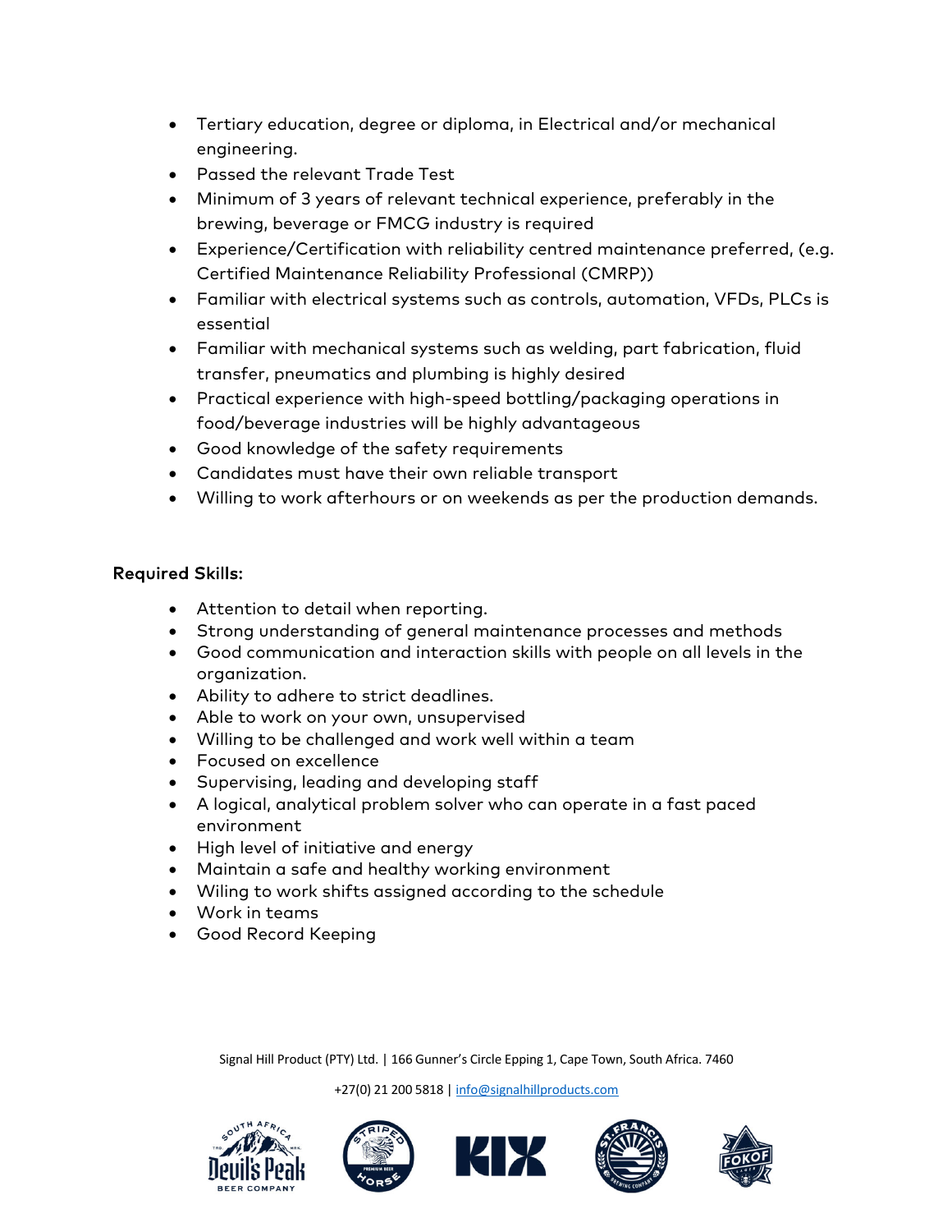- Tertiary education, degree or diploma, in Electrical and/or mechanical engineering.
- Passed the relevant Trade Test
- Minimum of 3 years of relevant technical experience, preferably in the brewing, beverage or FMCG industry is required
- Experience/Certification with reliability centred maintenance preferred, (e.g. Certified Maintenance Reliability Professional (CMRP))
- Familiar with electrical systems such as controls, automation, VFDs, PLCs is essential
- Familiar with mechanical systems such as welding, part fabrication, fluid transfer, pneumatics and plumbing is highly desired
- Practical experience with high-speed bottling/packaging operations in food/beverage industries will be highly advantageous
- Good knowledge of the safety requirements
- Candidates must have their own reliable transport
- Willing to work afterhours or on weekends as per the production demands.

**Required Skills:**

- Attention to detail when reporting.
- Strong understanding of general maintenance processes and methods
- Good communication and interaction skills with people on all levels in the organization.
- Ability to adhere to strict deadlines.
- Able to work on your own, unsupervised
- Willing to be challenged and work well within a team
- Focused on excellence
- Supervising, leading and developing staff
- A logical, analytical problem solver who can operate in a fast paced environment
- High level of initiative and energy
- Maintain a safe and healthy working environment
- Wiling to work shifts assigned according to the schedule
- Work in teams
- Good Record Keeping

Signal Hill Product (PTY) Ltd. | 166 Gunner's Circle Epping 1, Cape Town, South Africa. 7460

+27(0) 21 200 5818 | info@signalhillproducts.com